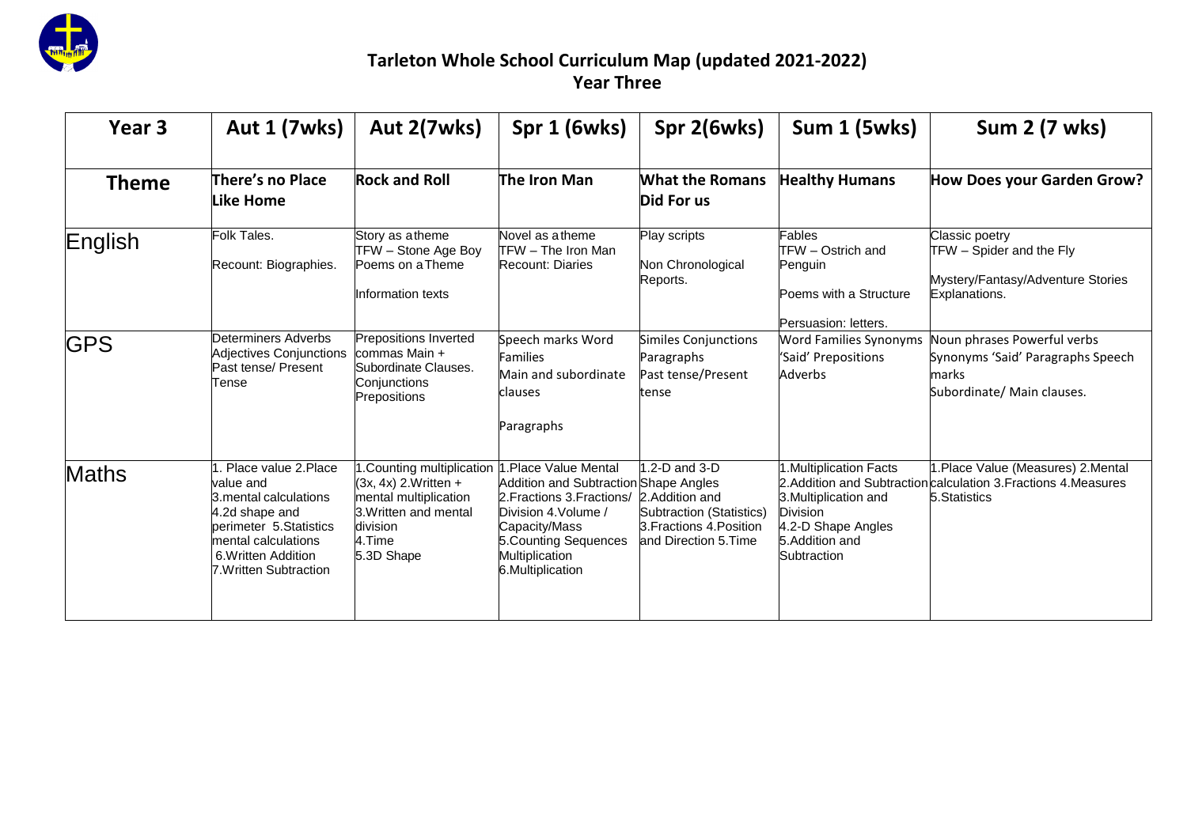# Tarleton Whole School Curriculum Map (updated 2021-2022)

## Year Three

| Year 3 | Aut 1 (7wks) | Aut 2(7wks) | Spr 1 (6wks) | Spr 2(6wks) | Sum 1 (5wks) | Sum 2 (7 wks) |
|---|---|---|---|---|---|---|
| **Theme** | **There's no Place Like Home** | **Rock and Roll** | **The Iron Man** | **What the Romans Did For us** | **Healthy Humans** | **How Does your Garden Grow?** |
| English | Folk Tales.<br><br>Recount: Biographies. | Story as a theme<br>TFW – Stone Age Boy<br>Poems on a Theme<br><br>Information texts | Novel as a theme<br>TFW – The Iron Man<br>Recount: Diaries | Play scripts<br><br>Non Chronological Reports. | Fables<br>TFW – Ostrich and Penguin<br><br>Poems with a Structure<br><br>Persuasion: letters. | Classic poetry<br>TFW – Spider and the Fly<br><br>Mystery/Fantasy/Adventure Stories Explanations. |
| GPS | Determiners Adverbs Adjectives Conjunctions Past tense/ Present Tense | Prepositions Inverted commas Main + Subordinate Clauses. Conjunctions Prepositions | Speech marks Word Families<br>Main and subordinate clauses<br><br>Paragraphs | Similes Conjunctions<br>Paragraphs<br>Past tense/Present tense | Word Families Synonyms<br>'Said' Prepositions<br>Adverbs | Noun phrases Powerful verbs<br>Synonyms 'Said' Paragraphs Speech marks<br>Subordinate/ Main clauses. |
| Maths | 1. Place value 2.Place value and<br>3.mental calculations<br>4.2d shape and perimeter 5.Statistics mental calculations<br>6.Written Addition<br>7.Written Subtraction | 1.Counting multiplication (3x, 4x) 2.Written + mental multiplication<br>3.Written and mental division<br>4.Time<br>5.3D Shape | 1.Place Value Mental Addition and Subtraction<br>2.Fractions 3.Fractions/ Division 4.Volume / Capacity/Mass<br>5.Counting Sequences Multiplication<br>6.Multiplication | 1.2-D and 3-D Shape Angles<br>2.Addition and Subtraction (Statistics)<br>3.Fractions 4.Position and Direction 5.Time | 1.Multiplication Facts<br>2.Addition and Subtraction<br>3.Multiplication and Division<br>4.2-D Shape Angles<br>5.Addition and Subtraction | 1.Place Value (Measures) 2.Mental calculation 3.Fractions 4.Measures<br>5.Statistics |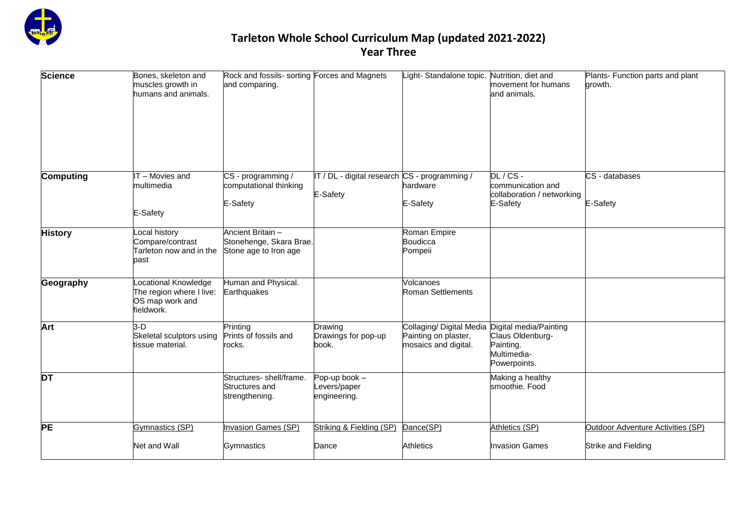# Tarleton Whole School Curriculum Map (updated 2021-2022)
## Year Three

| | | | | | | |
|---|---|---|---|---|---|---|
| **Science** | Bones, skeleton and muscles growth in humans and animals. | Rock and fossils- sorting and comparing. | Forces and Magnets | Light- Standalone topic. | Nutrition, diet and movement for humans and animals. | Plants- Function parts and plant growth. |
| **Computing** | IT – Movies and multimedia<br><br>E-Safety | CS - programming / computational thinking<br><br>E-Safety | IT / DL - digital research<br><br>E-Safety | CS - programming / hardware<br><br>E-Safety | DL / CS - communication and collaboration / networking<br>E-Safety | CS - databases<br><br>E-Safety |
| **History** | Local history Compare/contrast Tarleton now and in the past | Ancient Britain – Stonehenge, Skara Brae. Stone age to Iron age | | Roman Empire<br>Boudicca<br>Pompeii | | |
| **Geography** | Locational Knowledge The region where I live: OS map work and fieldwork. | Human and Physical. Earthquakes | | Volcanoes<br>Roman Settlements | | |
| **Art** | 3-D<br>Skeletal sculptors using tissue material. | Printing<br>Prints of fossils and rocks. | Drawing<br>Drawings for pop-up book. | Collaging/ Digital Media Painting on plaster, mosaics and digital. | Digital media/Painting<br>Claus Oldenburg-Painting.<br>Multimedia-Powerpoints. | |
| **DT** | | Structures- shell/frame. Structures and strengthening. | Pop-up book – Levers/paper engineering. | | Making a healthy smoothie. Food | |
| **PE** | Gymnastics (SP)<br><br>Net and Wall | Invasion Games (SP)<br><br>Gymnastics | Striking & Fielding (SP)<br><br>Dance | Dance(SP)<br><br>Athletics | Athletics (SP)<br><br>Invasion Games | Outdoor Adventure Activities (SP)<br><br>Strike and Fielding |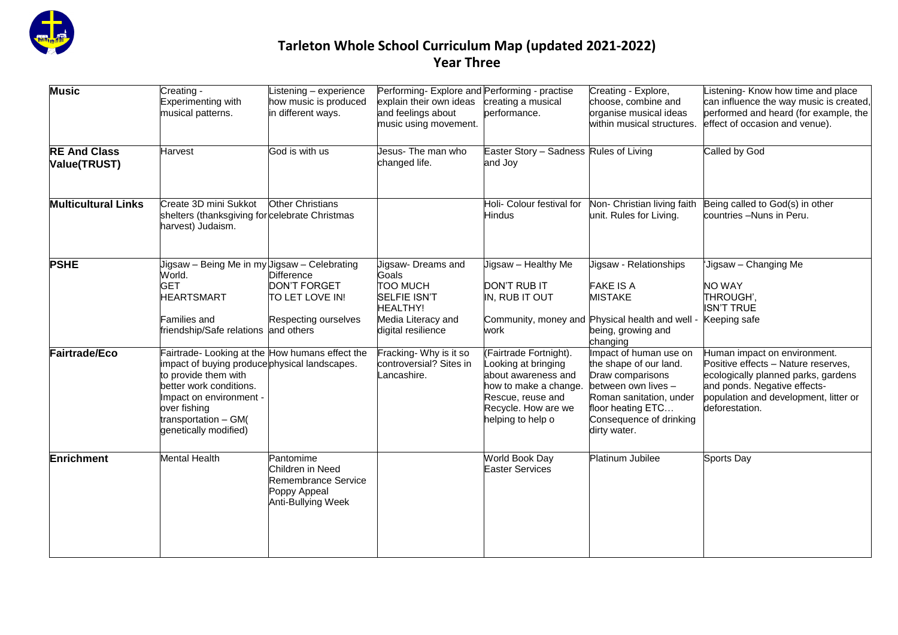# Tarleton Whole School Curriculum Map (updated 2021-2022)
## Year Three

| | | | | | | |
|---|---|---|---|---|---|---|
| **Music** | Creating - Experimenting with musical patterns. | Listening – experience how music is produced in different ways. | Performing- Explore and explain their own ideas and feelings about music using movement. | Performing - practise creating a musical performance. | Creating - Explore, choose, combine and organise musical ideas within musical structures. | Listening- Know how time and place can influence the way music is created, performed and heard (for example, the effect of occasion and venue). |
| **RE And Class Value(TRUST)** | Harvest | God is with us | Jesus- The man who changed life. | Easter Story – Sadness and Joy | Rules of Living | Called by God |
| **Multicultural Links** | Create 3D mini Sukkot shelters (thanksgiving for harvest) Judaism. | Other Christians celebrate Christmas | | Holi- Colour festival for Hindus | Non- Christian living faith unit. Rules for Living. | Being called to God(s) in other countries –Nuns in Peru. |
| **PSHE** | Jigsaw – Being Me in my World.<br>GET HEARTSMART<br><br>Families and friendship/Safe relations | Jigsaw – Celebrating Difference<br>DON'T FORGET TO LET LOVE IN!<br><br>Respecting ourselves and others | Jigsaw- Dreams and Goals<br>TOO MUCH SELFIE ISN'T HEALTHY!<br>Media Literacy and digital resilience | Jigsaw – Healthy Me<br><br>DON'T RUB IT IN, RUB IT OUT<br><br>Community, money and work | Jigsaw - Relationships<br><br>FAKE IS A MISTAKE<br><br>Physical health and well - being, growing and changing | 'Jigsaw – Changing Me<br><br>NO WAY THROUGH', ISN'T TRUE<br>Keeping safe |
| **Fairtrade/Eco** | Fairtrade- Looking at the impact of buying produce to provide them with better work conditions.<br>Impact on environment - over fishing transportation – GM( genetically modified) | How humans effect the physical landscapes. | Fracking- Why is it so controversial? Sites in Lancashire. | (Fairtrade Fortnight). Looking at bringing about awareness and how to make a change. Rescue, reuse and Recycle. How are we helping to help o | Impact of human use on the shape of our land. Draw comparisons between own lives – Roman sanitation, under floor heating ETC… Consequence of drinking dirty water. | Human impact on environment. Positive effects – Nature reserves, ecologically planned parks, gardens and ponds. Negative effects- population and development, litter or deforestation. |
| **Enrichment** | Mental Health | Pantomime<br>Children in Need<br>Remembrance Service<br>Poppy Appeal<br>Anti-Bullying Week | | World Book Day<br>Easter Services | Platinum Jubilee | Sports Day |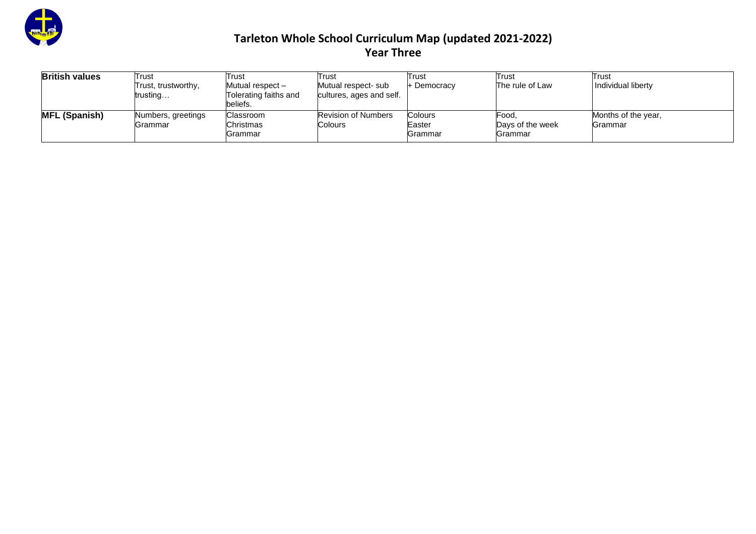# Tarleton Whole School Curriculum Map (updated 2021-2022)
## Year Three

| | | | | | | |
|---|---|---|---|---|---|---|
| **British values** | Trust<br>Trust, trustworthy, trusting… | Trust<br>Mutual respect – Tolerating faiths and beliefs. | Trust<br>Mutual respect- sub cultures, ages and self. | Trust<br>+ Democracy | Trust<br>The rule of Law | Trust<br>Individual liberty |
| **MFL (Spanish)** | Numbers, greetings<br>Grammar | Classroom<br>Christmas<br>Grammar | Revision of Numbers<br>Colours | Colours<br>Easter<br>Grammar | Food,<br>Days of the week<br>Grammar | Months of the year,<br>Grammar |